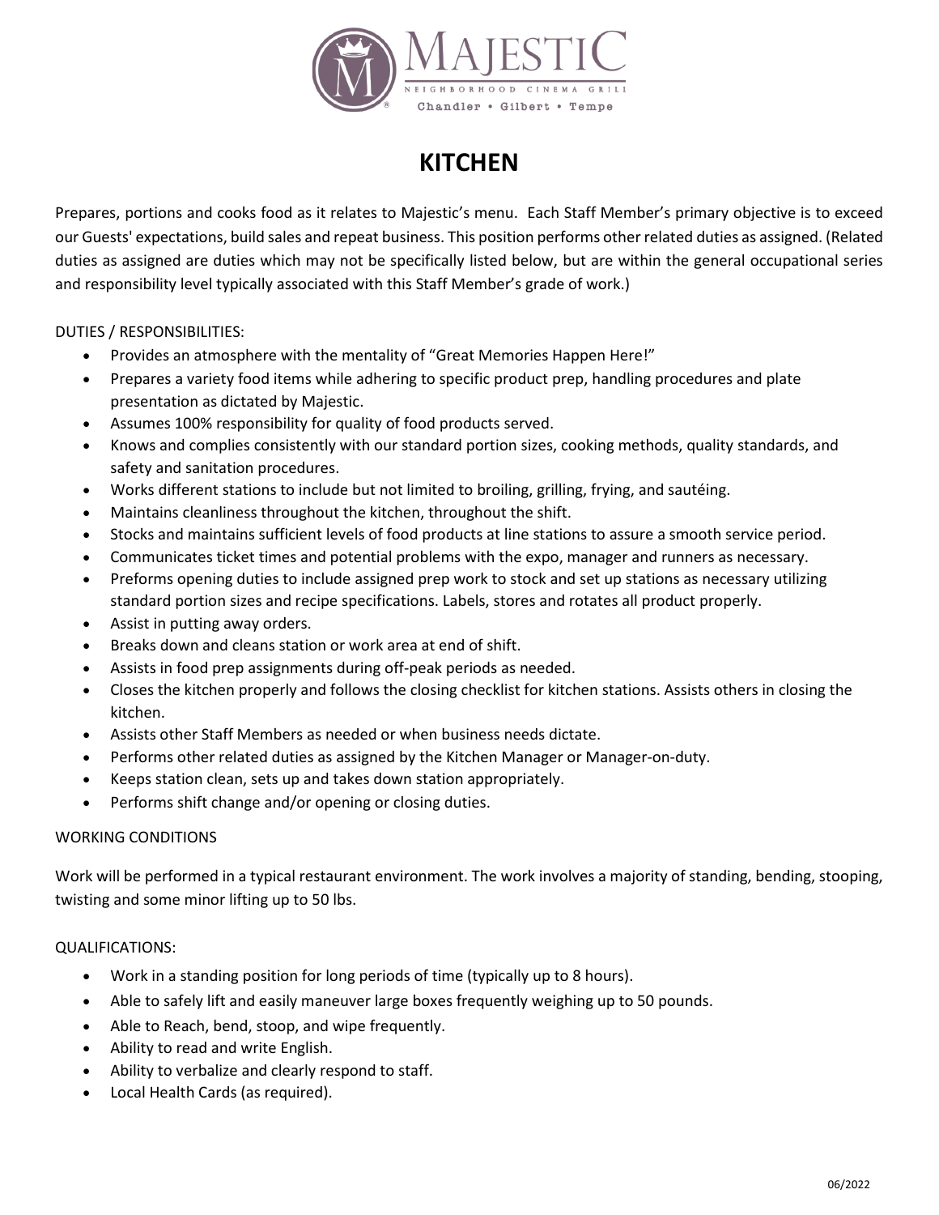# KITCHEN

Prepares, portions and cooks food as it relates to Majestic's menu. Each Staff Member's primary objective is to exceed our Guests' expectations, build sales and repeat business. This position performs other related duties as assigned. (Related duties as assigned are duties which may not be specifically listed below, but are within the general occupational series and responsibility level typically associated with this Staff Member's grade of work.)

DUTIES / RESPONSIBILITIES:

- Provides an atmosphere with the mentality of "Great Memories Happen Here!"
- Prepares a variety food items while adhering to specific product prep, handling procedures and plate presentation as dictated by Majestic.
- Assumes 100% responsibility for quality of food products served.
- Knows and complies consistently with our standard portion sizes, cooking methods, quality standards, and safety and sanitation procedures.
- Works different stations to include but not limited to broiling, grilling, frying, and sautéing.
- Maintains cleanliness throughout the kitchen, throughout the shift.
- Stocks and maintains sufficient levels of food products at line stations to assure a smooth service period.
- Communicates ticket times and potential problems with the expo, manager and runners as necessary.
- Preforms opening duties to include assigned prep work to stock and set up stations as necessary utilizing standard portion sizes and recipe specifications. Labels, stores and rotates all product properly.
- Assist in putting away orders.
- Breaks down and cleans station or work area at end of shift.
- Assists in food prep assignments during off-peak periods as needed.
- Closes the kitchen properly and follows the closing checklist for kitchen stations. Assists others in closing the kitchen.
- Assists other Staff Members as needed or when business needs dictate.
- Performs other related duties as assigned by the Kitchen Manager or Manager-on-duty.
- Keeps station clean, sets up and takes down station appropriately.
- Performs shift change and/or opening or closing duties.

WORKING CONDITIONS

Work will be performed in a typical restaurant environment. The work involves a majority of standing, bending, stooping, twisting and some minor lifting up to 50 lbs.

QUALIFICATIONS:

- Work in a standing position for long periods of time (typically up to 8 hours).
- Able to safely lift and easily maneuver large boxes frequently weighing up to 50 pounds.
- Able to Reach, bend, stoop, and wipe frequently.
- Ability to read and write English.
- Ability to verbalize and clearly respond to staff.
- Local Health Cards (as required).

06/2022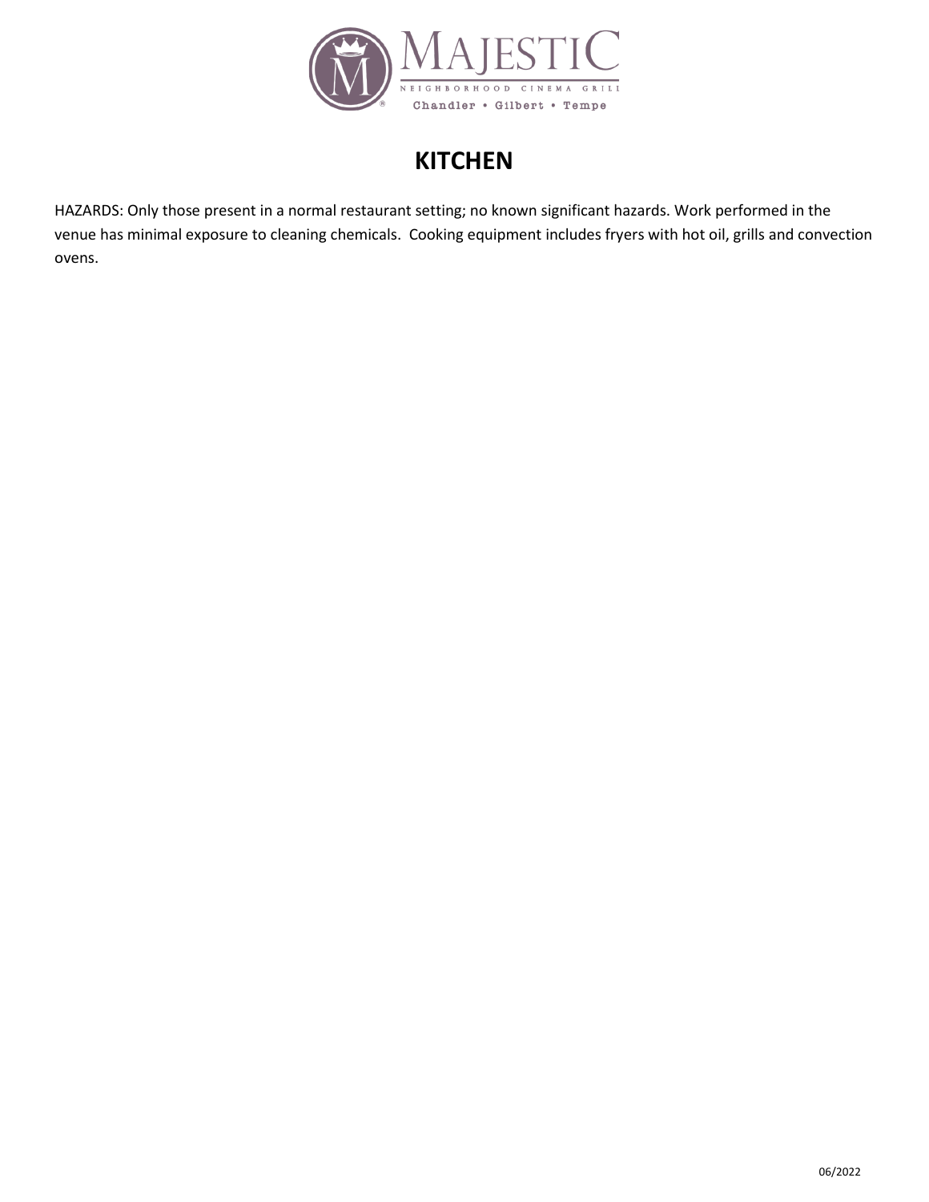# KITCHEN

HAZARDS: Only those present in a normal restaurant setting; no known significant hazards. Work performed in the venue has minimal exposure to cleaning chemicals. Cooking equipment includes fryers with hot oil, grills and convection ovens.